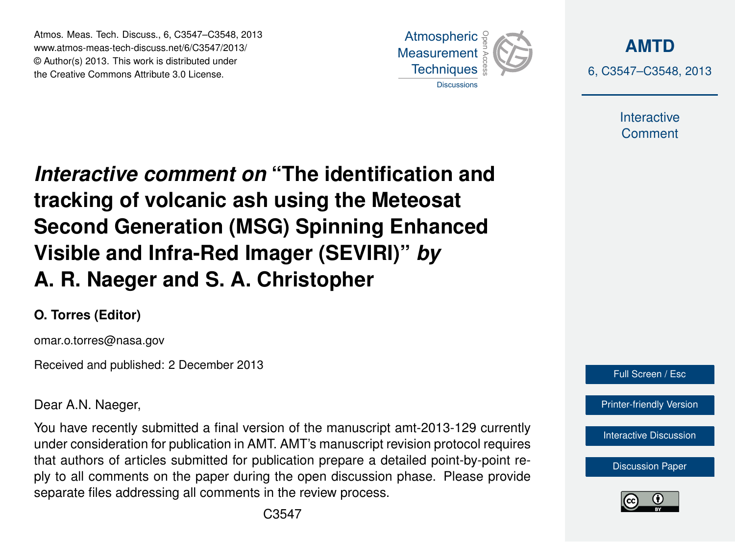# *Interactive comment on* "The identification and tracking of volcanic ash using the Meteosat Second Generation (MSG) Spinning Enhanced Visible and Infra-Red Imager (SEVIRI)" *by* A. R. Naeger and S. A. Christopher

**O. Torres (Editor)**

omar.o.torres@nasa.gov

Received and published: 2 December 2013

Dear A.N. Naeger,

You have recently submitted a final version of the manuscript amt-2013-129 currently under consideration for publication in AMT. AMT's manuscript revision protocol requires that authors of articles submitted for publication prepare a detailed point-by-point reply to all comments on the paper during the open discussion phase. Please provide separate files addressing all comments in the review process.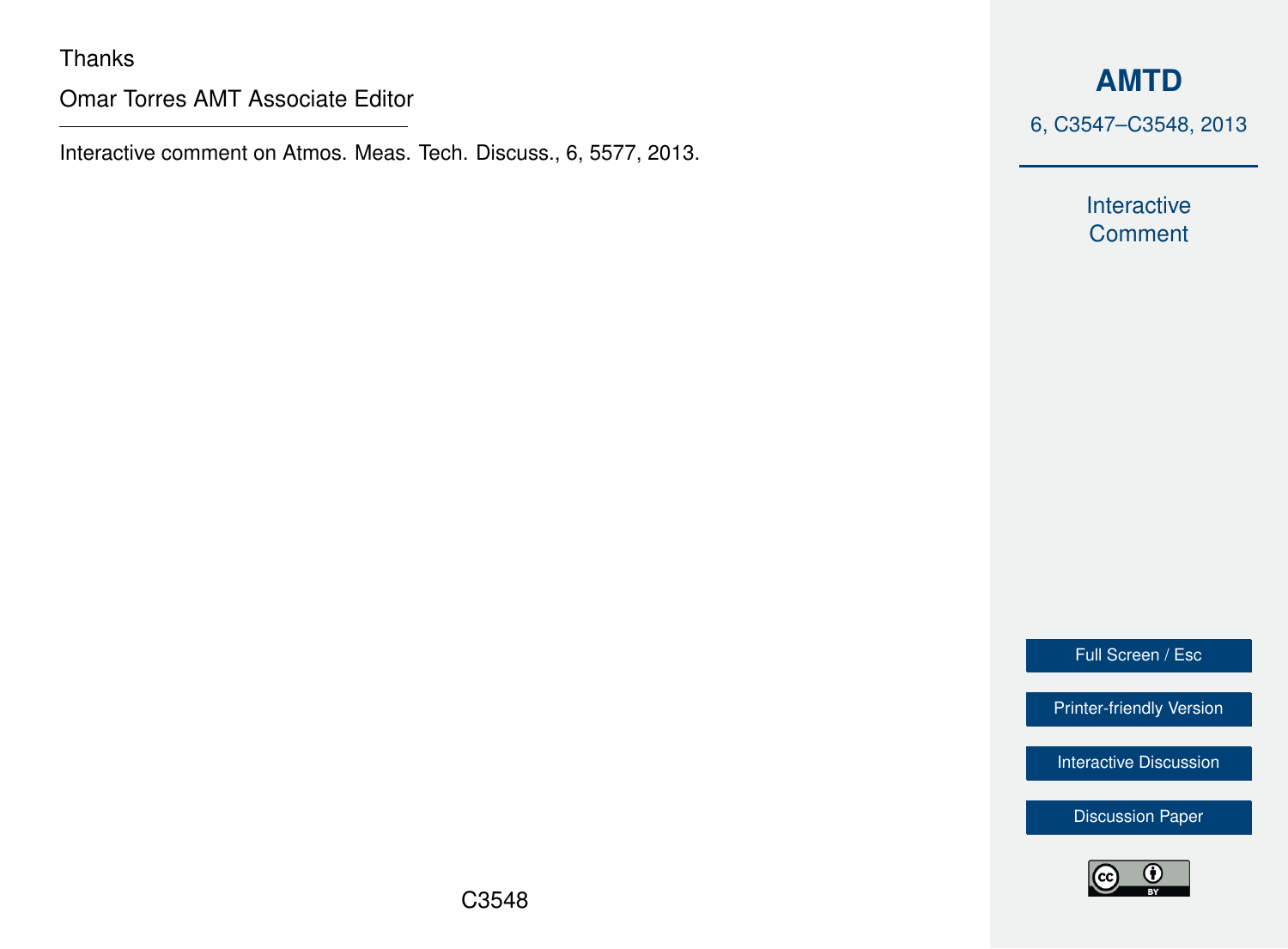Thanks

Omar Torres AMT Associate Editor

---

Interactive comment on Atmos. Meas. Tech. Discuss., 6, 5577, 2013.